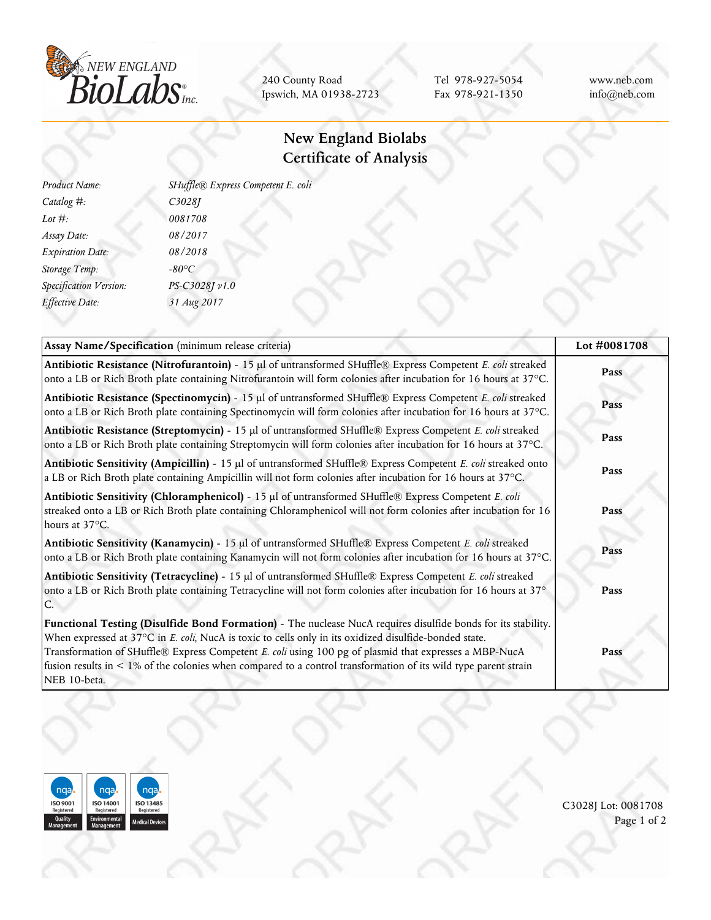NEW ENGLAND BioLabs® Inc.

240 County Road
Ipswich, MA 01938-2723

Tel 978-927-5054
Fax 978-921-1350

www.neb.com
info@neb.com

# New England Biolabs Certificate of Analysis

| | |
|---|---|
| *Product Name:* | *SHuffle® Express Competent E. coli* |
| *Catalog #:* | *C3028J* |
| *Lot #:* | *0081708* |
| *Assay Date:* | *08/2017* |
| *Expiration Date:* | *08/2018* |
| *Storage Temp:* | *-80°C* |
| *Specification Version:* | *PS-C3028J v1.0* |
| *Effective Date:* | *31 Aug 2017* |

| **Assay Name/Specification** (minimum release criteria) | **Lot #0081708** |
|---|---|
| **Antibiotic Resistance (Nitrofurantoin)** - 15 µl of untransformed SHuffle® Express Competent *E. coli* streaked onto a LB or Rich Broth plate containing Nitrofurantoin will form colonies after incubation for 16 hours at 37°C. | Pass |
| **Antibiotic Resistance (Spectinomycin)** - 15 µl of untransformed SHuffle® Express Competent *E. coli* streaked onto a LB or Rich Broth plate containing Spectinomycin will form colonies after incubation for 16 hours at 37°C. | Pass |
| **Antibiotic Resistance (Streptomycin)** - 15 µl of untransformed SHuffle® Express Competent *E. coli* streaked onto a LB or Rich Broth plate containing Streptomycin will form colonies after incubation for 16 hours at 37°C. | Pass |
| **Antibiotic Sensitivity (Ampicillin)** - 15 µl of untransformed SHuffle® Express Competent *E. coli* streaked onto a LB or Rich Broth plate containing Ampicillin will not form colonies after incubation for 16 hours at 37°C. | Pass |
| **Antibiotic Sensitivity (Chloramphenicol)** - 15 µl of untransformed SHuffle® Express Competent *E. coli* streaked onto a LB or Rich Broth plate containing Chloramphenicol will not form colonies after incubation for 16 hours at 37°C. | Pass |
| **Antibiotic Sensitivity (Kanamycin)** - 15 µl of untransformed SHuffle® Express Competent *E. coli* streaked onto a LB or Rich Broth plate containing Kanamycin will not form colonies after incubation for 16 hours at 37°C. | Pass |
| **Antibiotic Sensitivity (Tetracycline)** - 15 µl of untransformed SHuffle® Express Competent *E. coli* streaked onto a LB or Rich Broth plate containing Tetracycline will not form colonies after incubation for 16 hours at 37° C. | Pass |
| **Functional Testing (Disulfide Bond Formation)** - The nuclease NucA requires disulfide bonds for its stability. When expressed at 37°C in *E. coli*, NucA is toxic to cells only in its oxidized disulfide-bonded state. Transformation of SHuffle® Express Competent *E. coli* using 100 pg of plasmid that expresses a MBP-NucA fusion results in < 1% of the colonies when compared to a control transformation of its wild type parent strain NEB 10-beta. | Pass |

ISO 9001 Registered Quality Management | ISO 14001 Registered Environmental Management | ISO 13485 Registered Medical Devices

C3028J Lot: 0081708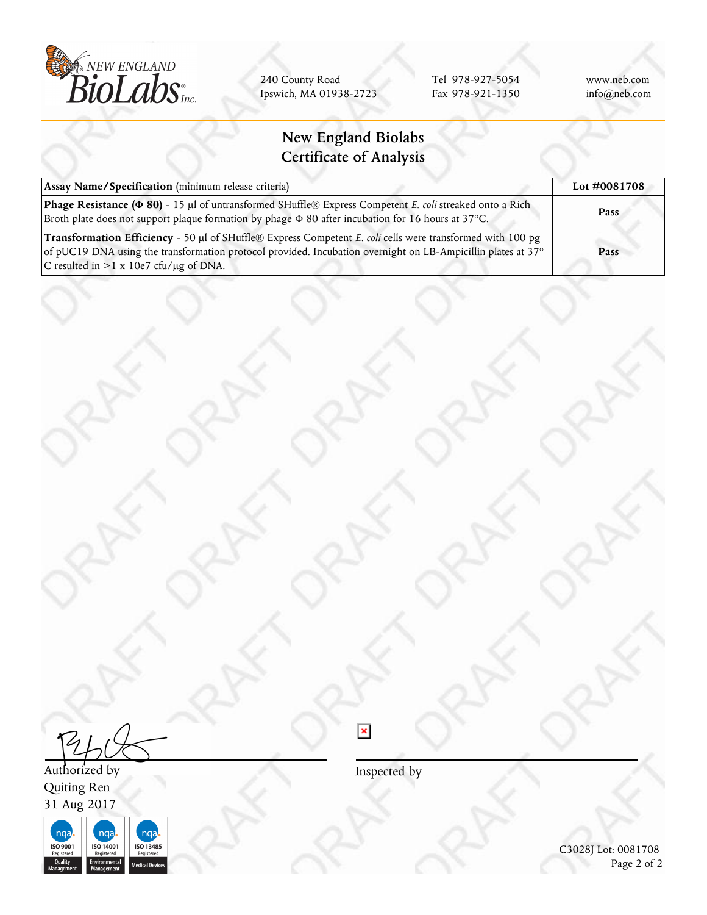NEW ENGLAND BioLabs Inc.

240 County Road
Ipswich, MA 01938-2723

Tel 978-927-5054
Fax 978-921-1350

www.neb.com
info@neb.com

# New England Biolabs
## Certificate of Analysis

| **Assay Name/Specification** (minimum release criteria) | **Lot #0081708** |
|---|---|
| **Phage Resistance (Φ 80)** - 15 µl of untransformed SHuffle® Express Competent *E. coli* streaked onto a Rich Broth plate does not support plaque formation by phage Φ 80 after incubation for 16 hours at 37°C. | **Pass** |
| **Transformation Efficiency** - 50 µl of SHuffle® Express Competent *E. coli* cells were transformed with 100 pg of pUC19 DNA using the transformation protocol provided. Incubation overnight on LB-Ampicillin plates at 37° C resulted in >1 x 10e7 cfu/µg of DNA. | **Pass** |

Authorized by
Quiting Ren
31 Aug 2017

Inspected by

ISO 9001 Registered Quality Management | ISO 14001 Registered Environmental Management | ISO 13485 Registered Medical Devices

C3028J Lot: 0081708